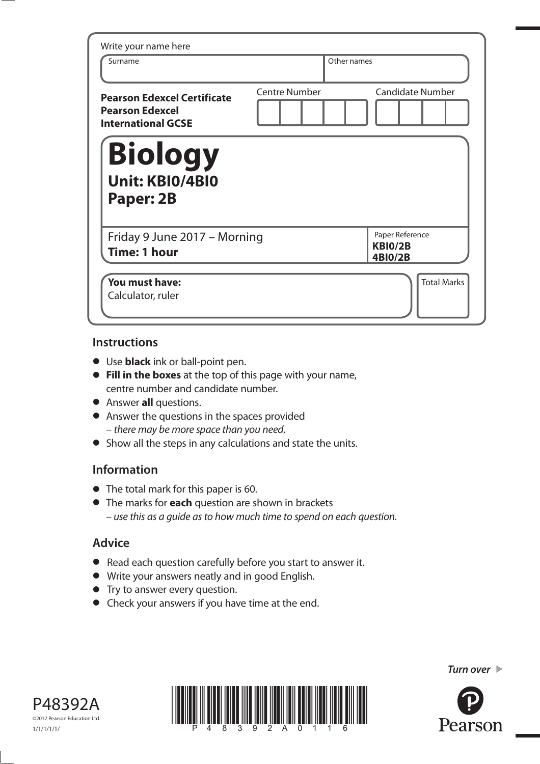Write your name here

| Surname | Other names |
|---|---|
| | |

**Pearson Edexcel Certificate**
**Pearson Edexcel**
**International GCSE**

| Centre Number | Candidate Number |
|---|---|
| | |

# Biology

## Unit: KBI0/4BI0

## Paper: 2B

Friday 9 June 2017 – Morning
**Time: 1 hour**

Paper Reference
**KBI0/2B**
**4BI0/2B**

**You must have:**
Calculator, ruler

Total Marks

## Instructions

- Use **black** ink or ball-point pen.
- **Fill in the boxes** at the top of this page with your name, centre number and candidate number.
- Answer **all** questions.
- Answer the questions in the spaces provided – *there may be more space than you need*.
- Show all the steps in any calculations and state the units.

## Information

- The total mark for this paper is 60.
- The marks for **each** question are shown in brackets – *use this as a guide as to how much time to spend on each question*.

## Advice

- Read each question carefully before you start to answer it.
- Write your answers neatly and in good English.
- Try to answer every question.
- Check your answers if you have time at the end.

*Turn over* ▶

P48392A
©2017 Pearson Education Ltd.
1/1/1/1/1/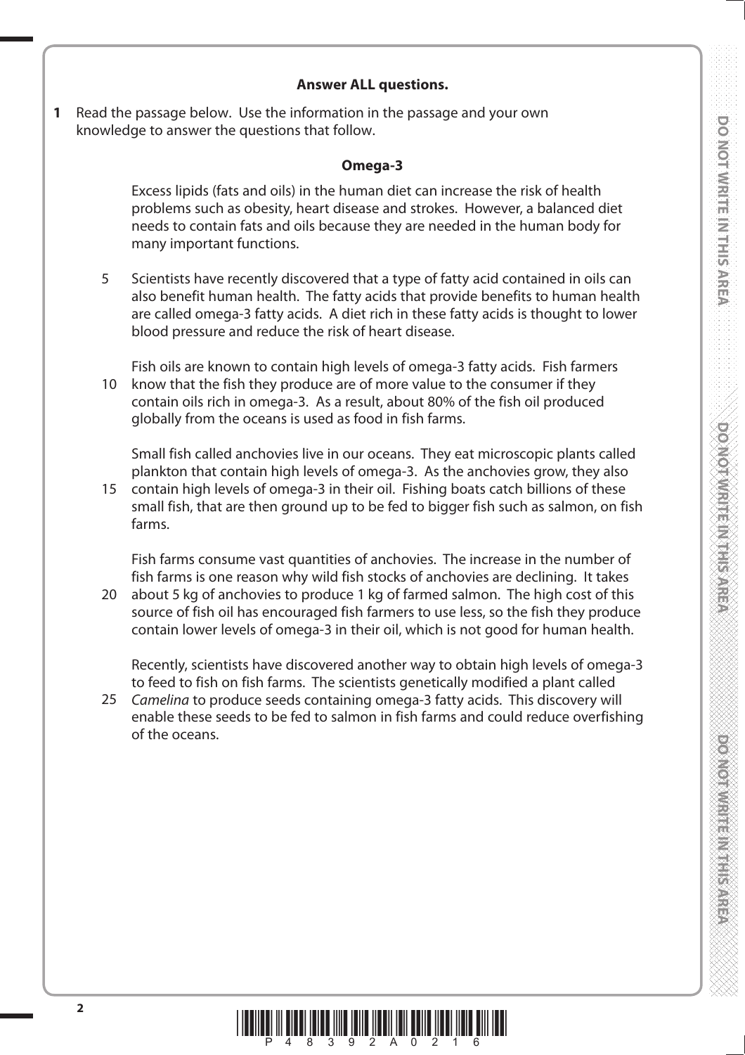**Answer ALL questions.**

**1** Read the passage below. Use the information in the passage and your own knowledge to answer the questions that follow.

**Omega-3**

Excess lipids (fats and oils) in the human diet can increase the risk of health problems such as obesity, heart disease and strokes. However, a balanced diet needs to contain fats and oils because they are needed in the human body for many important functions.

5 Scientists have recently discovered that a type of fatty acid contained in oils can also benefit human health. The fatty acids that provide benefits to human health are called omega-3 fatty acids. A diet rich in these fatty acids is thought to lower blood pressure and reduce the risk of heart disease.

Fish oils are known to contain high levels of omega-3 fatty acids. Fish farmers
10 know that the fish they produce are of more value to the consumer if they contain oils rich in omega-3. As a result, about 80% of the fish oil produced globally from the oceans is used as food in fish farms.

Small fish called anchovies live in our oceans. They eat microscopic plants called plankton that contain high levels of omega-3. As the anchovies grow, they also
15 contain high levels of omega-3 in their oil. Fishing boats catch billions of these small fish, that are then ground up to be fed to bigger fish such as salmon, on fish farms.

Fish farms consume vast quantities of anchovies. The increase in the number of fish farms is one reason why wild fish stocks of anchovies are declining. It takes
20 about 5 kg of anchovies to produce 1 kg of farmed salmon. The high cost of this source of fish oil has encouraged fish farmers to use less, so the fish they produce contain lower levels of omega-3 in their oil, which is not good for human health.

Recently, scientists have discovered another way to obtain high levels of omega-3 to feed to fish on fish farms. The scientists genetically modified a plant called
25 *Camelina* to produce seeds containing omega-3 fatty acids. This discovery will enable these seeds to be fed to salmon in fish farms and could reduce overfishing of the oceans.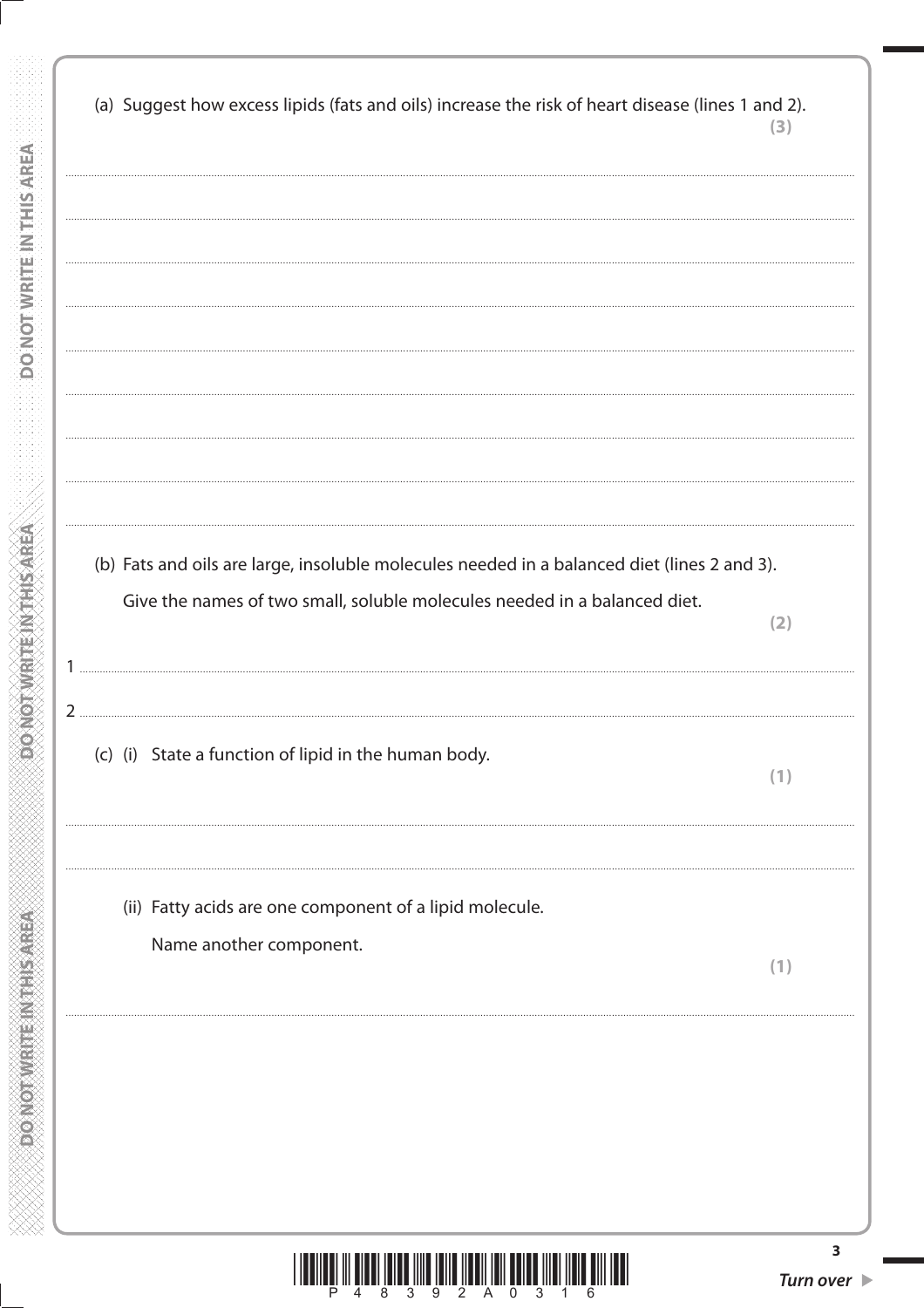(a) Suggest how excess lipids (fats and oils) increase the risk of heart disease (lines 1 and 2).
**(3)**

.......................................................................................................................................................................................................

.......................................................................................................................................................................................................

.......................................................................................................................................................................................................

.......................................................................................................................................................................................................

.......................................................................................................................................................................................................

.......................................................................................................................................................................................................

.......................................................................................................................................................................................................

.......................................................................................................................................................................................................

(b) Fats and oils are large, insoluble molecules needed in a balanced diet (lines 2 and 3).

Give the names of two small, soluble molecules needed in a balanced diet.
**(2)**

1 .....................................................................................................................................................................................................

2 .....................................................................................................................................................................................................

(c) (i) State a function of lipid in the human body.
**(1)**

.......................................................................................................................................................................................................

.......................................................................................................................................................................................................

(ii) Fatty acids are one component of a lipid molecule.

Name another component.
**(1)**

.......................................................................................................................................................................................................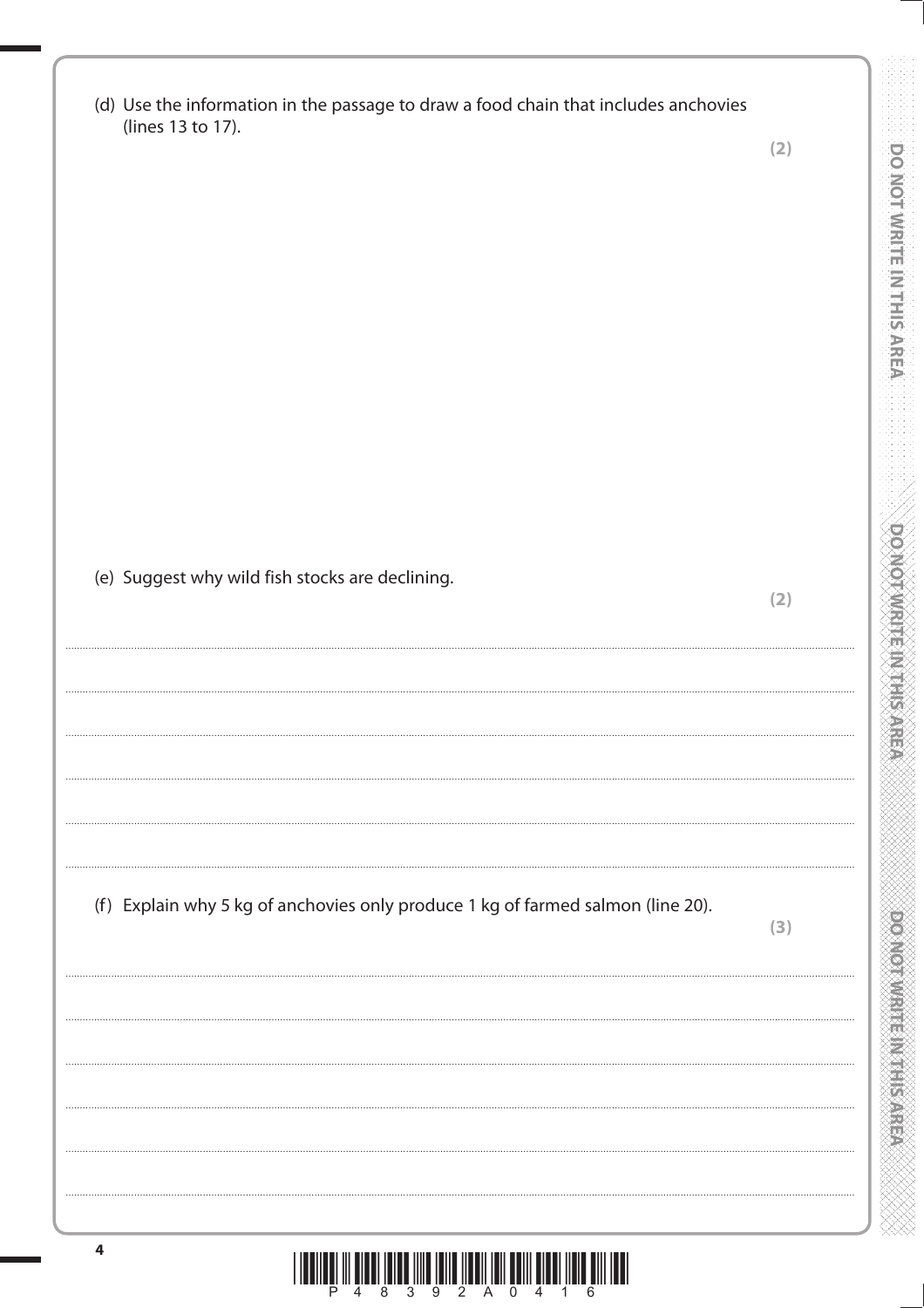(d) Use the information in the passage to draw a food chain that includes anchovies (lines 13 to 17).

**(2)**

(e) Suggest why wild fish stocks are declining.

**(2)**

........................................................................................................................................................................................................

........................................................................................................................................................................................................

........................................................................................................................................................................................................

........................................................................................................................................................................................................

........................................................................................................................................................................................................

(f) Explain why 5 kg of anchovies only produce 1 kg of farmed salmon (line 20).

**(3)**

........................................................................................................................................................................................................

........................................................................................................................................................................................................

........................................................................................................................................................................................................

........................................................................................................................................................................................................

........................................................................................................................................................................................................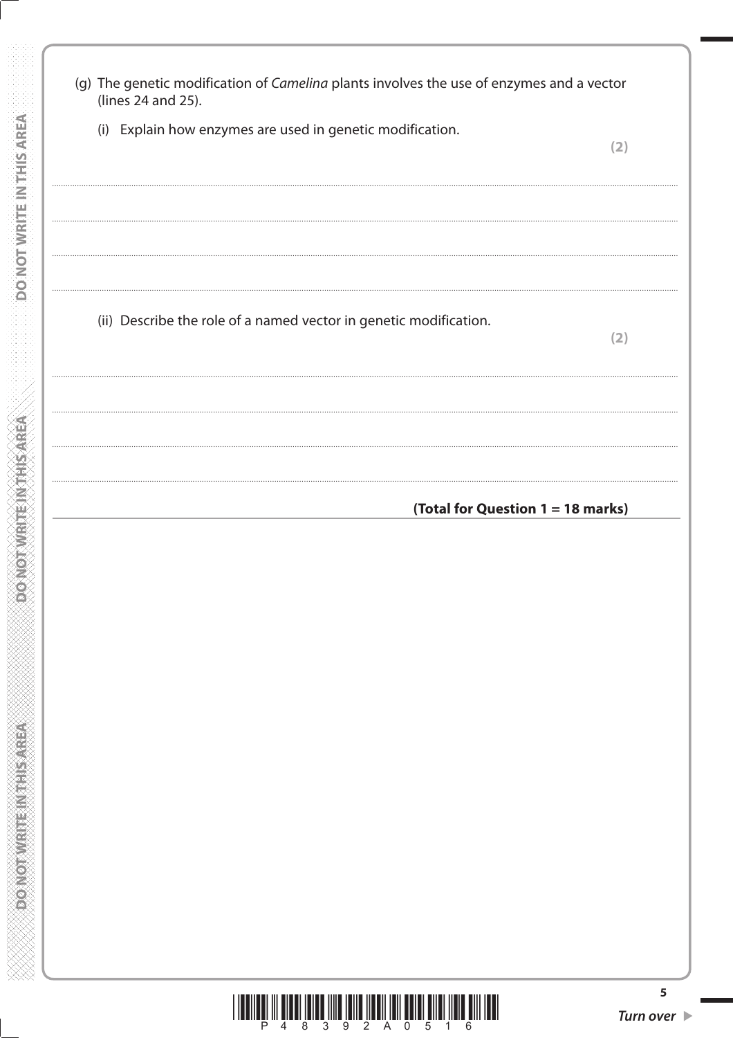(g) The genetic modification of *Camelina* plants involves the use of enzymes and a vector (lines 24 and 25).

(i) Explain how enzymes are used in genetic modification.

**(2)**

.......................................................................................................................................................................................................................

.......................................................................................................................................................................................................................

.......................................................................................................................................................................................................................

.......................................................................................................................................................................................................................

(ii) Describe the role of a named vector in genetic modification.

**(2)**

.......................................................................................................................................................................................................................

.......................................................................................................................................................................................................................

.......................................................................................................................................................................................................................

.......................................................................................................................................................................................................................

**(Total for Question 1 = 18 marks)**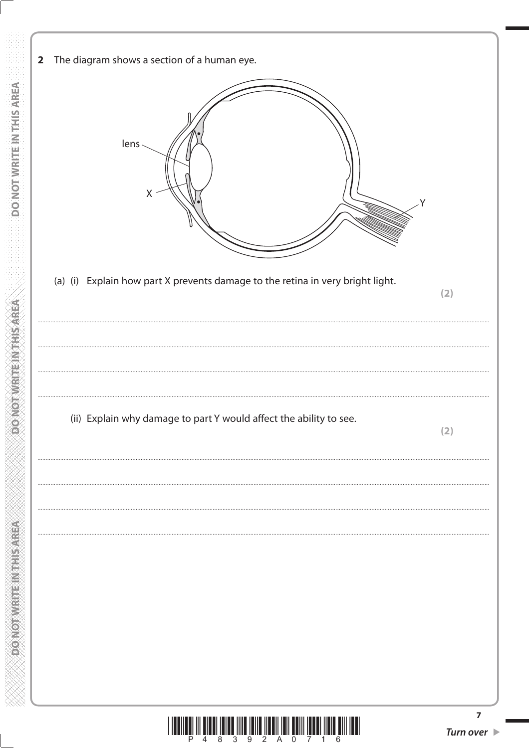**2** The diagram shows a section of a human eye.

(a) (i) Explain how part X prevents damage to the retina in very bright light.

**(2)**

..............................................................................................................................................

..............................................................................................................................................

..............................................................................................................................................

..............................................................................................................................................

(ii) Explain why damage to part Y would affect the ability to see.

**(2)**

..............................................................................................................................................

..............................................................................................................................................

..............................................................................................................................................

..............................................................................................................................................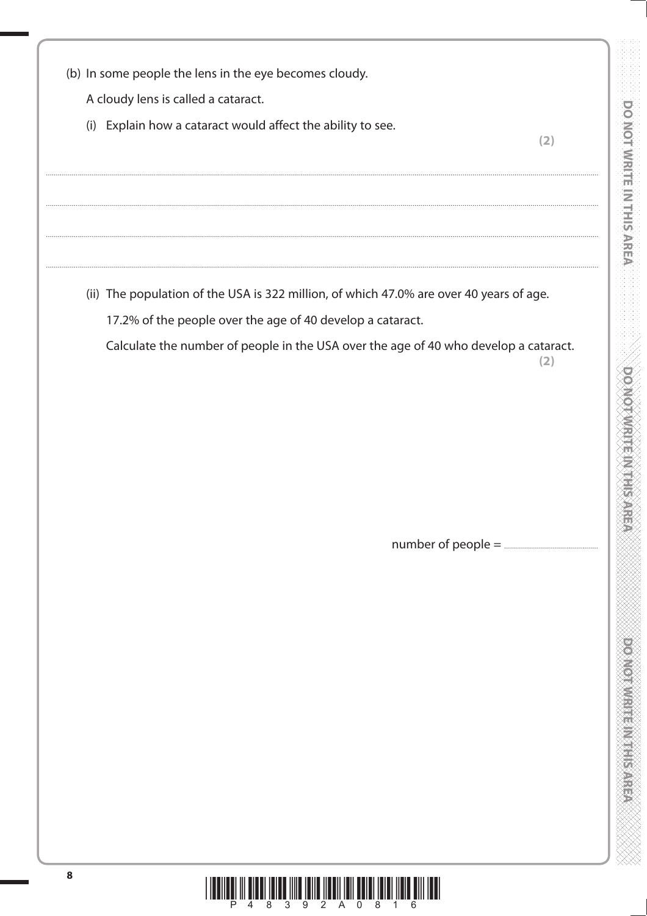(b) In some people the lens in the eye becomes cloudy.

A cloudy lens is called a cataract.

(i) Explain how a cataract would affect the ability to see.
**(2)**

..............................................................................................................................................................................................................

..............................................................................................................................................................................................................

..............................................................................................................................................................................................................

..............................................................................................................................................................................................................

(ii) The population of the USA is 322 million, of which 47.0% are over 40 years of age.

17.2% of the people over the age of 40 develop a cataract.

Calculate the number of people in the USA over the age of 40 who develop a cataract.
**(2)**

number of people = ..............................................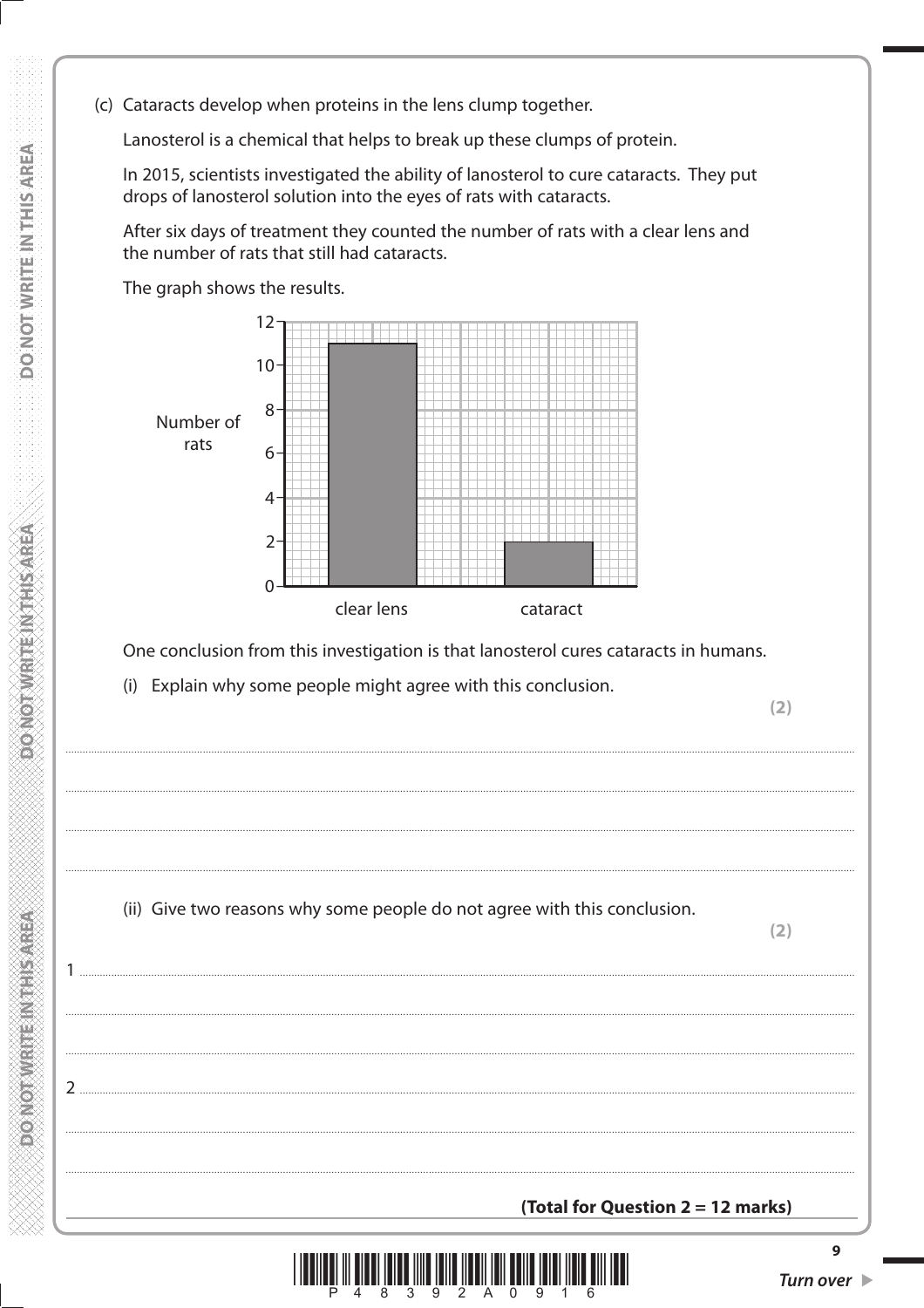(c) Cataracts develop when proteins in the lens clump together.

Lanosterol is a chemical that helps to break up these clumps of protein.

In 2015, scientists investigated the ability of lanosterol to cure cataracts. They put drops of lanosterol solution into the eyes of rats with cataracts.

After six days of treatment they counted the number of rats with a clear lens and the number of rats that still had cataracts.

The graph shows the results.

| | Number of rats |
|---|---|
| clear lens | 11 |
| cataract | 2 |

One conclusion from this investigation is that lanosterol cures cataracts in humans.

(i) Explain why some people might agree with this conclusion.

**(2)**

..............................................................................................................................................

..............................................................................................................................................

..............................................................................................................................................

..............................................................................................................................................

(ii) Give two reasons why some people do not agree with this conclusion.

**(2)**

1 ..............................................................................................................................................

..............................................................................................................................................

..............................................................................................................................................

2 ..............................................................................................................................................

..............................................................................................................................................

..............................................................................................................................................

**(Total for Question 2 = 12 marks)**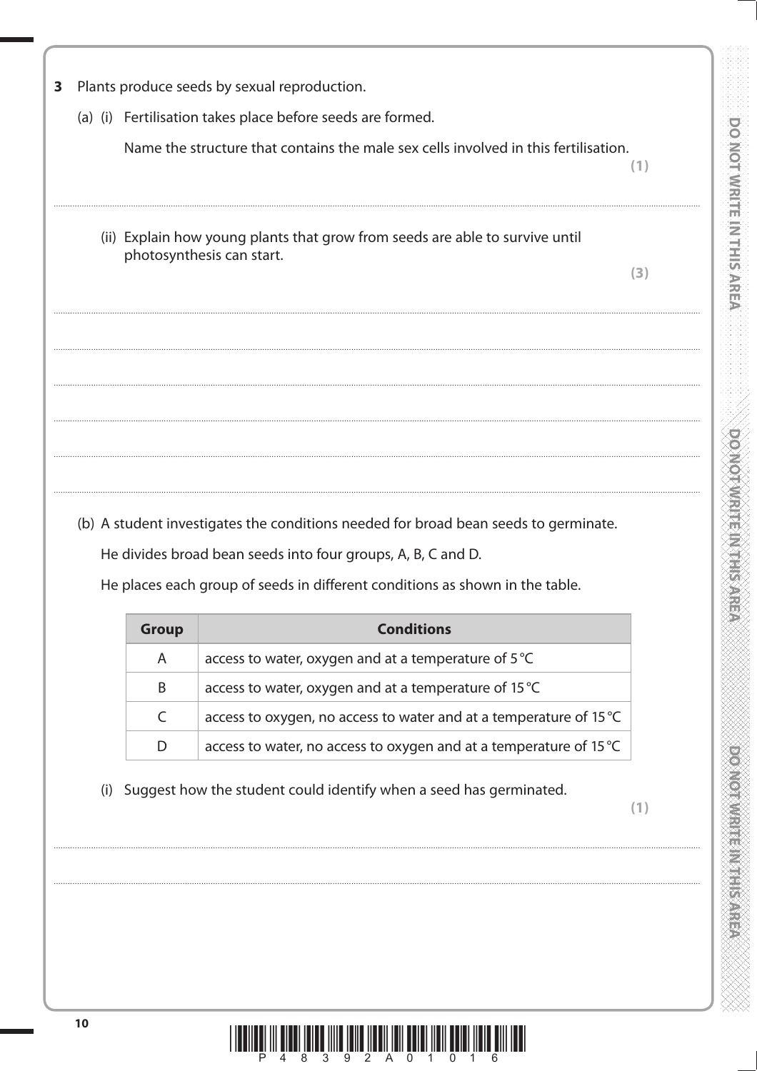**3** Plants produce seeds by sexual reproduction.

(a) (i) Fertilisation takes place before seeds are formed.

Name the structure that contains the male sex cells involved in this fertilisation.

**(1)**

.......................................................................................................................................................................................

(ii) Explain how young plants that grow from seeds are able to survive until photosynthesis can start.

**(3)**

.......................................................................................................................................................................................

.......................................................................................................................................................................................

.......................................................................................................................................................................................

.......................................................................................................................................................................................

.......................................................................................................................................................................................

(b) A student investigates the conditions needed for broad bean seeds to germinate.

He divides broad bean seeds into four groups, A, B, C and D.

He places each group of seeds in different conditions as shown in the table.

| Group | Conditions |
|---|---|
| A | access to water, oxygen and at a temperature of 5 °C |
| B | access to water, oxygen and at a temperature of 15 °C |
| C | access to oxygen, no access to water and at a temperature of 15 °C |
| D | access to water, no access to oxygen and at a temperature of 15 °C |

(i) Suggest how the student could identify when a seed has germinated.

**(1)**

.......................................................................................................................................................................................

.......................................................................................................................................................................................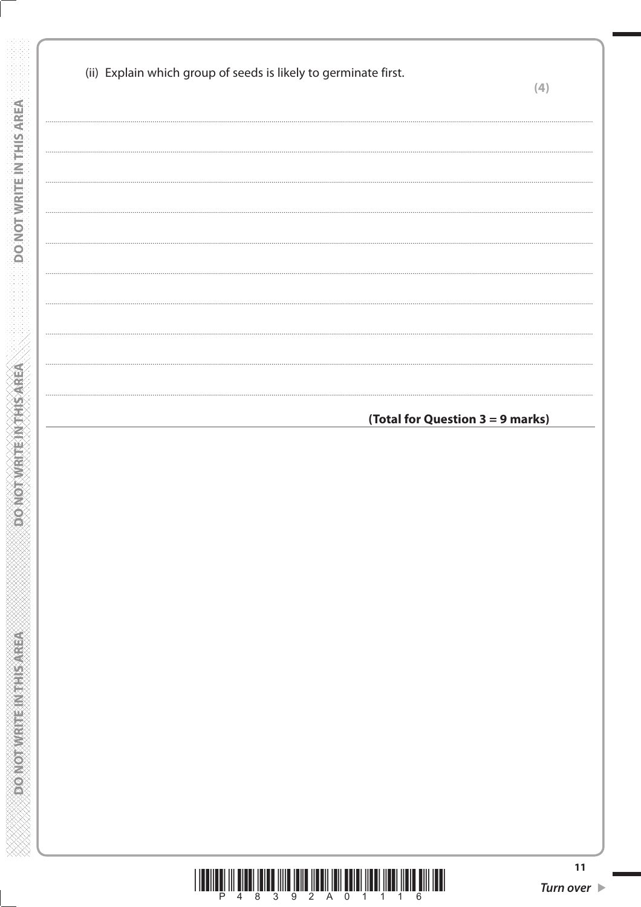(ii) Explain which group of seeds is likely to germinate first.

**(4)**

..............................................................................................................................................

..............................................................................................................................................

..............................................................................................................................................

..............................................................................................................................................

..............................................................................................................................................

..............................................................................................................................................

..............................................................................................................................................

..............................................................................................................................................

..............................................................................................................................................

**(Total for Question 3 = 9 marks)**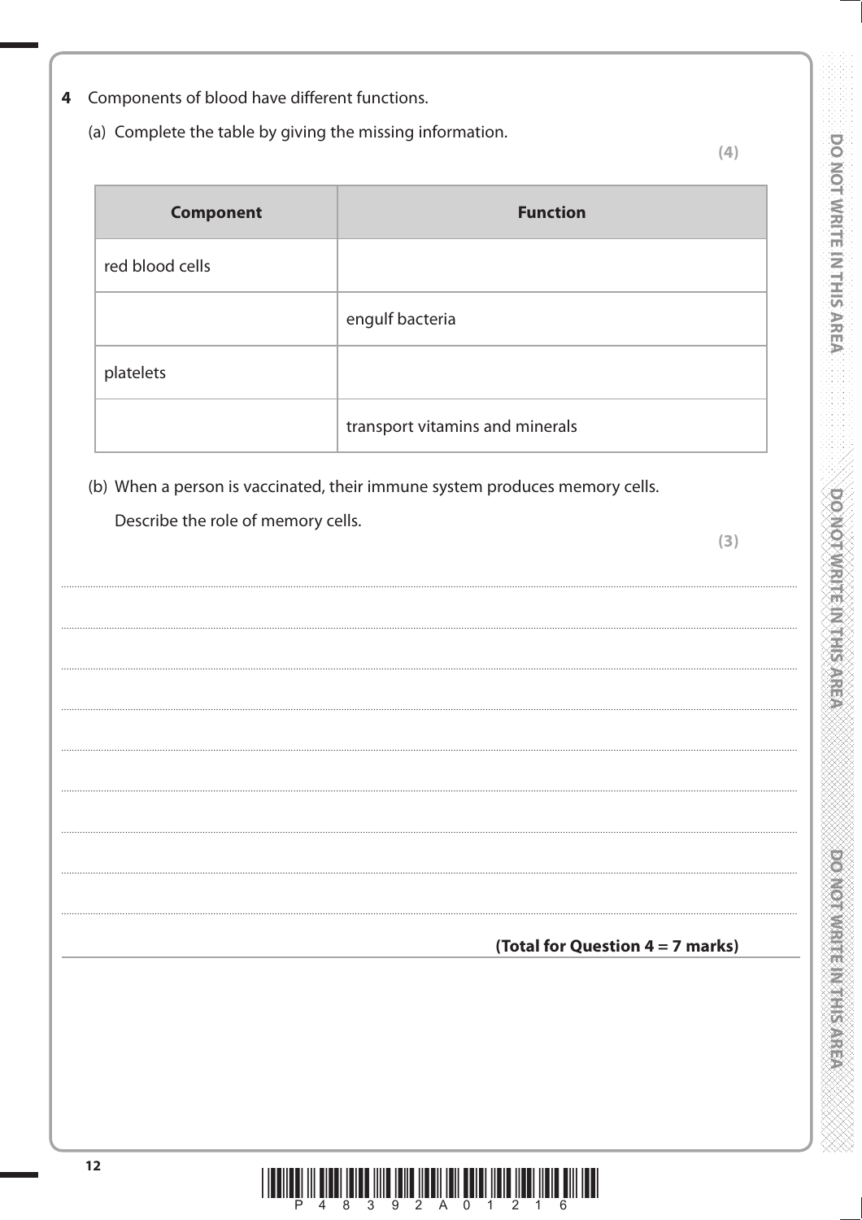**4** Components of blood have different functions.

(a) Complete the table by giving the missing information.

**(4)**

| **Component** | **Function** |
| --- | --- |
| red blood cells | |
| | engulf bacteria |
| platelets | |
| | transport vitamins and minerals |

(b) When a person is vaccinated, their immune system produces memory cells.

Describe the role of memory cells.

**(3)**

..............................................................................................................................................

..............................................................................................................................................

..............................................................................................................................................

..............................................................................................................................................

..............................................................................................................................................

..............................................................................................................................................

..............................................................................................................................................

..............................................................................................................................................

**(Total for Question 4 = 7 marks)**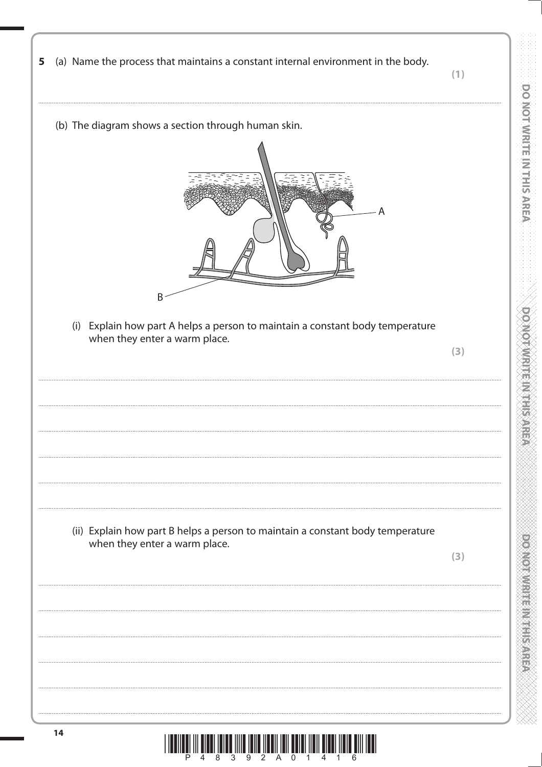**5** (a) Name the process that maintains a constant internal environment in the body.

**(1)**

.......................................................................................................................................................................................

(b) The diagram shows a section through human skin.

A

B

(i) Explain how part A helps a person to maintain a constant body temperature when they enter a warm place.

**(3)**

.......................................................................................................................................................................................

.......................................................................................................................................................................................

.......................................................................................................................................................................................

.......................................................................................................................................................................................

.......................................................................................................................................................................................

(ii) Explain how part B helps a person to maintain a constant body temperature when they enter a warm place.

**(3)**

.......................................................................................................................................................................................

.......................................................................................................................................................................................

.......................................................................................................................................................................................

.......................................................................................................................................................................................

.......................................................................................................................................................................................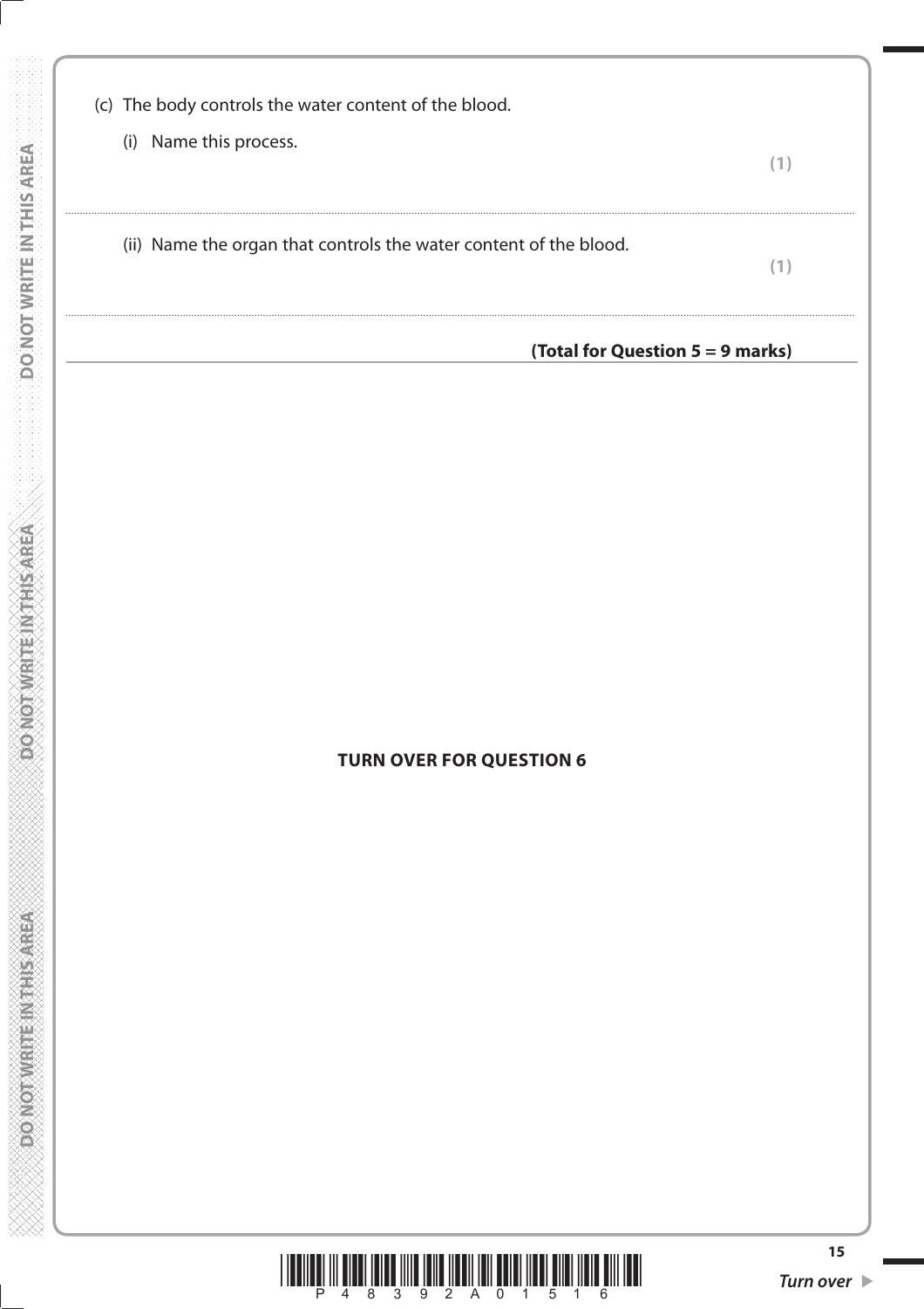(c) The body controls the water content of the blood.

(i) Name this process.

**(1)**

.......................................................................................................................................................................................

(ii) Name the organ that controls the water content of the blood.

**(1)**

.......................................................................................................................................................................................

**(Total for Question 5 = 9 marks)**

**TURN OVER FOR QUESTION 6**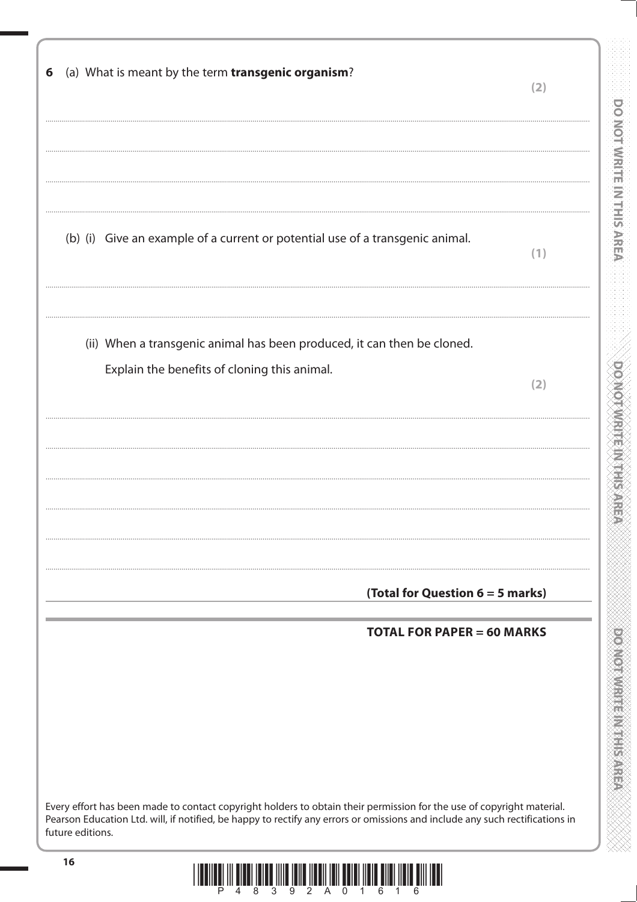**6** (a) What is meant by the term **transgenic organism**?

**(2)**

..............................................................................................................................................................

..............................................................................................................................................................

..............................................................................................................................................................

(b) (i) Give an example of a current or potential use of a transgenic animal.

**(1)**

..............................................................................................................................................................

..............................................................................................................................................................

(ii) When a transgenic animal has been produced, it can then be cloned.

Explain the benefits of cloning this animal.

**(2)**

..............................................................................................................................................................

..............................................................................................................................................................

..............................................................................................................................................................

..............................................................................................................................................................

..............................................................................................................................................................

**(Total for Question 6 = 5 marks)**

**TOTAL FOR PAPER = 60 MARKS**

Every effort has been made to contact copyright holders to obtain their permission for the use of copyright material. Pearson Education Ltd. will, if notified, be happy to rectify any errors or omissions and include any such rectifications in future editions.